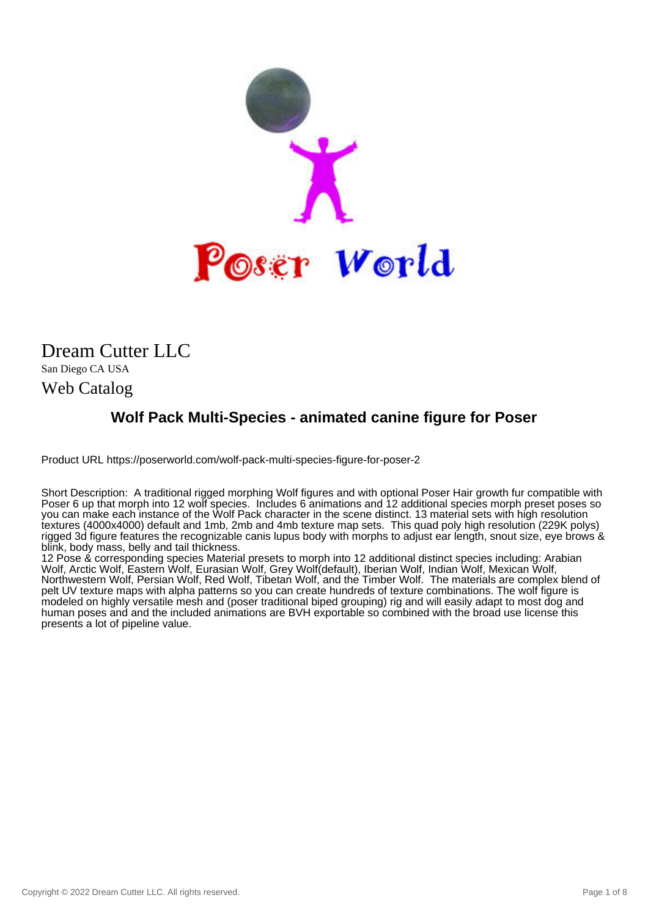Poser World

Dream Cutter LLC

San Diego CA USA

Web Catalog

## Wolf Pack Multi-Species - animated canine figure for Poser

Product URL https://poserworld.com/wolf-pack-multi-species-figure-for-poser-2

Short Description: A traditional rigged morphing Wolf figures and with optional Poser Hair growth fur compatible with Poser 6 up that morph into 12 wolf species. Includes 6 animations and 12 additional species morph preset poses so you can make each instance of the Wolf Pack character in the scene distinct. 13 material sets with high resolution textures (4000x4000) default and 1mb, 2mb and 4mb texture map sets. This quad poly high resolution (229K polys) rigged 3d figure features the recognizable canis lupus body with morphs to adjust ear length, snout size, eye brows & blink, body mass, belly and tail thickness.
12 Pose & corresponding species Material presets to morph into 12 additional distinct species including: Arabian Wolf, Arctic Wolf, Eastern Wolf, Eurasian Wolf, Grey Wolf(default), Iberian Wolf, Indian Wolf, Mexican Wolf, Northwestern Wolf, Persian Wolf, Red Wolf, Tibetan Wolf, and the Timber Wolf. The materials are complex blend of pelt UV texture maps with alpha patterns so you can create hundreds of texture combinations. The wolf figure is modeled on highly versatile mesh and (poser traditional biped grouping) rig and will easily adapt to most dog and human poses and and the included animations are BVH exportable so combined with the broad use license this presents a lot of pipeline value.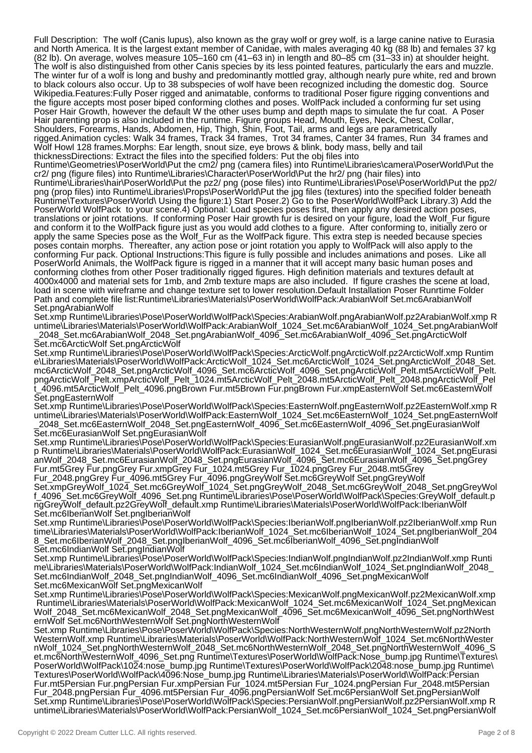Full Description: The wolf (Canis lupus), also known as the gray wolf or grey wolf, is a large canine native to Eurasia and North America. It is the largest extant member of Canidae, with males averaging 40 kg (88 lb) and females 37 kg (82 lb). On average, wolves measure 105–160 cm (41–63 in) in length and 80–85 cm (31–33 in) at shoulder height. The wolf is also distinguished from other Canis species by its less pointed features, particularly the ears and muzzle. The winter fur of a wolf is long and bushy and predominantly mottled gray, although nearly pure white, red and brown to black colours also occur. Up to 38 subspecies of wolf have been recognized including the domestic dog. Source Wikipedia.Features:Fully Poser rigged and animatable, conforms to traditional Poser figure rigging conventions and the figure accepts most poser biped conforming clothes and poses. WolfPack included a conforming fur set using Poser Hair Growth, however the default W the other uses bump and depth maps to simulate the fur coat. A Poser Hair parenting prop is also included in the runtime. Figure groups Head, Mouth, Eyes, Neck, Chest, Collar, Shoulders, Forearms, Hands, Abdomen, Hip, Thigh, Shin, Foot, Tail, arms and legs are parametrically rigged.Animation cycles: Walk 34 frames, Track 34 frames, Trot 34 frames, Canter 34 frames, Run 34 frames and Wolf Howl 128 frames.Morphs: Ear length, snout size, eye brows & blink, body mass, belly and tail thicknessDirections: Extract the files into the specified folders: Put the obj files into Runtime\Geometries\PoserWorld\Put the cm2/ png (camera files) into Runtime\Libraries\camera\PoserWorld\Put the cr2/ png (figure files) into Runtime\Libraries\Character\PoserWorld\Put the hr2/ png (hair files) into Runtime\Libraries\hair\PoserWorld\Put the pz2/ png (pose files) into Runtime\Libraries\Pose\PoserWorld\Put the pp2/ png (prop files) into Runtime\Libraries\Props\PoserWorld\Put the jpg files (textures) into the specified folder beneath Runtime\Textures\PoserWorld\ Using the figure:1) Start Poser.2) Go to the PoserWorld\WolfPack Library.3) Add the PoserWorld WolfPack to your scene.4) Optional: Load species poses first, then apply any desired action poses, translations or joint rotations. If conforming Poser Hair growth fur is desired on your figure, load the Wolf_Fur figure and conform it to the WolfPack figure just as you would add clothes to a figure. After conforming to, initially zero or apply the same Species pose as the Wolf_Fur as the WolfPack figure. This extra step is needed because species poses contain morphs. Thereafter, any action pose or joint rotation you apply to WolfPack will also apply to the conforming Fur pack. Optional Instructions:This figure is fully possible and includes animations and poses. Like all PoserWorld Animals, the WolfPack figure is rigged in a manner that it will accept many basic human poses and conforming clothes from other Poser traditionally rigged figures. High definition materials and textures default at 4000x4000 and material sets for 1mb, and 2mb texture maps are also included. If figure crashes the scene at load, load in scene with wireframe and change texture set to lower resolution.Default Installation Poser Runrtime Folder Path and complete file list:Runtime\Libraries\Materials\PoserWorld\WolfPack:ArabianWolf Set.mc6ArabianWolf Set.pngArabianWolf Set.xmp Runtime\Libraries\Pose\PoserWorld\WolfPack\Species:ArabianWolf.pngArabianWolf.pz2ArabianWolf.xmp Runtime\Libraries\Materials\PoserWorld\WolfPack:ArabianWolf_1024_Set.mc6ArabianWolf_1024_Set.pngArabianWolf_2048_Set.mc6ArabianWolf_2048_Set.pngArabianWolf_4096_Set.mc6ArabianWolf_4096_Set.pngArcticWolf Set.mc6ArcticWolf Set.pngArcticWolf Set.xmp Runtime\Libraries\Pose\PoserWorld\WolfPack\Species:ArcticWolf.pngArcticWolf.pz2ArcticWolf.xmp Runtime\Libraries\Materials\PoserWorld\WolfPack:ArcticWolf_1024_Set.mc6ArcticWolf_1024_Set.pngArcticWolf_2048_Set.mc6ArcticWolf_2048_Set.pngArcticWolf_4096_Set.mc6ArcticWolf_4096_Set.pngArcticWolf_Pelt.mt5ArcticWolf_Pelt.pngArcticWolf_Pelt.xmpArcticWolf_Pelt_1024.mt5ArcticWolf_Pelt_2048.mt5ArcticWolf_Pelt_2048.pngArcticWolf_Pelt_4096.mt5ArcticWolf_Pelt_4096.pngBrown Fur.mt5Brown Fur.pngBrown Fur.xmpEasternWolf Set.mc6EasternWolf Set.pngEasternWolf Set.xmp Runtime\Libraries\Pose\PoserWorld\WolfPack\Species:EasternWolf.pngEasternWolf.pz2EasternWolf.xmp Runtime\Libraries\Materials\PoserWorld\WolfPack:EasternWolf_1024_Set.mc6EasternWolf_1024_Set.pngEasternWolf_2048_Set.mc6EasternWolf_2048_Set.pngEasternWolf_4096_Set.mc6EasternWolf_4096_Set.pngEurasianWolf Set.mc6EurasianWolf Set.pngEurasianWolf Set.xmp Runtime\Libraries\Pose\PoserWorld\WolfPack\Species:EurasianWolf.pngEurasianWolf.pz2EurasianWolf.xmp Runtime\Libraries\Materials\PoserWorld\WolfPack:EurasianWolf_1024_Set.mc6EurasianWolf_1024_Set.pngEurasianWolf_2048_Set.mc6EurasianWolf_2048_Set.pngEurasianWolf_4096_Set.mc6EurasianWolf_4096_Set.pngGrey Fur.mt5Grey Fur.pngGrey Fur.xmpGrey Fur_1024.mt5Grey Fur_1024.pngGrey Fur_2048.mt5Grey Fur_2048.pngGrey Fur_4096.mt5Grey Fur_4096.pngGreyWolf Set.mc6GreyWolf Set.pngGreyWolf Set.xmpGreyWolf_1024_Set.mc6GreyWolf_1024_Set.pngGreyWolf_2048_Set.mc6GreyWolf_2048_Set.pngGreyWolf_4096_Set.mc6GreyWolf_4096_Set.png Runtime\Libraries\Pose\PoserWorld\WolfPack\Species:GreyWolf_default.pngGreyWolf_default.pz2GreyWolf_default.xmp Runtime\Libraries\Materials\PoserWorld\WolfPack:IberianWolf Set.mc6IberianWolf Set.pngIberianWolf Set.xmp Runtime\Libraries\Pose\PoserWorld\WolfPack\Species:IberianWolf.pngIberianWolf.pz2IberianWolf.xmp Runtime\Libraries\Materials\PoserWorld\WolfPack:IberianWolf_1024_Set.mc6IberianWolf_1024_Set.pngIberianWolf_2048_Set.mc6IberianWolf_2048_Set.pngIberianWolf_4096_Set.mc6IberianWolf_4096_Set.pngIndianWolf Set.mc6IndianWolf Set.pngIndianWolf Set.xmp Runtime\Libraries\Pose\PoserWorld\WolfPack\Species:IndianWolf.pngIndianWolf.pz2IndianWolf.xmp Runtime\Libraries\Materials\PoserWorld\WolfPack:IndianWolf_1024_Set.mc6IndianWolf_1024_Set.pngIndianWolf_2048_Set.mc6IndianWolf_2048_Set.pngIndianWolf_4096_Set.mc6IndianWolf_4096_Set.pngMexicanWolf Set.mc6MexicanWolf Set.pngMexicanWolf Set.xmp Runtime\Libraries\Pose\PoserWorld\WolfPack\Species:MexicanWolf.pngMexicanWolf.pz2MexicanWolf.xmp Runtime\Libraries\Materials\PoserWorld\WolfPack:MexicanWolf_1024_Set.mc6MexicanWolf_1024_Set.pngMexicanWolf_2048_Set.mc6MexicanWolf_2048_Set.pngMexicanWolf_4096_Set.mc6MexicanWolf_4096_Set.pngNorthWesternWolf Set.mc6NorthWesternWolf Set.pngNorthWesternWolf Set.xmp Runtime\Libraries\Pose\PoserWorld\WolfPack\Species:NorthWesternWolf.pngNorthWesternWolf.pz2NorthWesternWolf.xmp Runtime\Libraries\Materials\PoserWorld\WolfPack:NorthWesternWolf_1024_Set.mc6NorthWesternWolf_1024_Set.pngNorthWesternWolf_2048_Set.mc6NorthWesternWolf_2048_Set.pngNorthWesternWolf_4096_Set.mc6NorthWesternWolf_4096_Set.png Runtime\Textures\PoserWorld\WolfPack:Nose_bump.jpg Runtime\Textures\PoserWorld\WolfPack\1024:nose_bump.jpg Runtime\Textures\PoserWorld\WolfPack\2048:nose_bump.jpg Runtime\Textures\PoserWorld\WolfPack\4096:Nose_bump.jpg Runtime\Libraries\Materials\PoserWorld\WolfPack:Persian Fur.mt5Persian Fur.pngPersian Fur.xmpPersian Fur_1024.mt5Persian Fur_1024.pngPersian Fur_2048.mt5Persian Fur_2048.pngPersian Fur_4096.mt5Persian Fur_4096.pngPersianWolf Set.mc6PersianWolf Set.pngPersianWolf Set.xmp Runtime\Libraries\Pose\PoserWorld\WolfPack\Species:PersianWolf.pngPersianWolf.pz2PersianWolf.xmp Runtime\Libraries\Materials\PoserWorld\WolfPack:PersianWolf_1024_Set.mc6PersianWolf_1024_Set.pngPersianWolf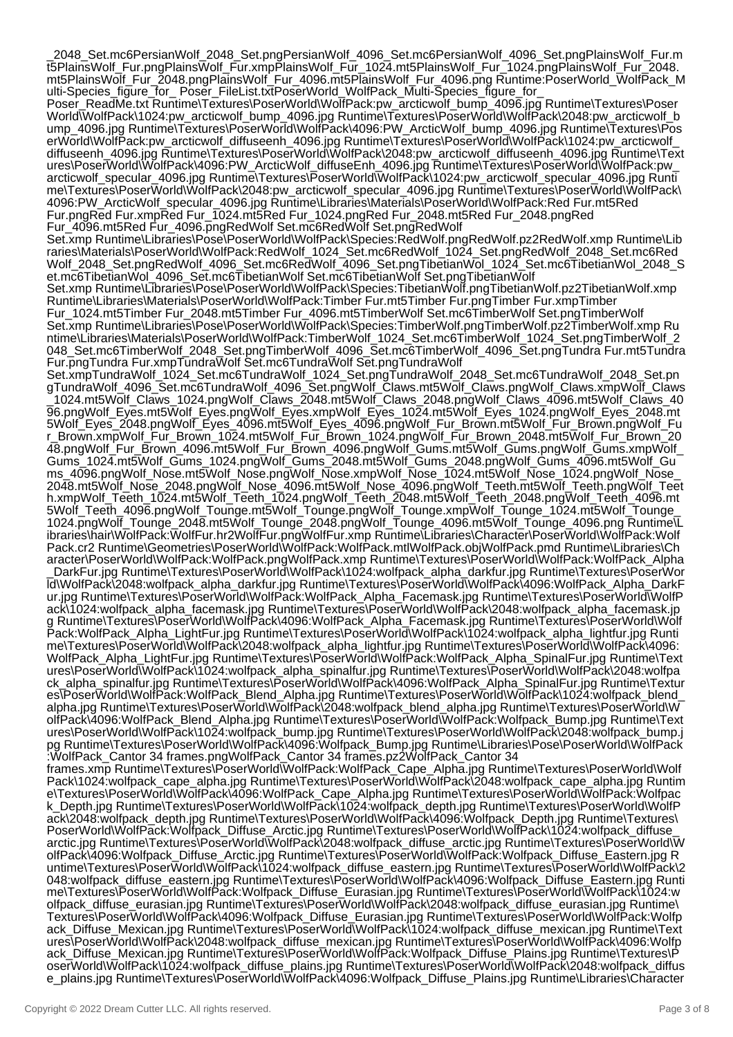_2048_Set.mc6PersianWolf_2048_Set.pngPersianWolf_4096_Set.mc6PersianWolf_4096_Set.pngPlainsWolf_Fur.mt5PlainsWolf_Fur.pngPlainsWolf_Fur.xmpPlainsWolf_Fur_1024.mt5PlainsWolf_Fur_1024.pngPlainsWolf_Fur_2048.mt5PlainsWolf_Fur_2048.pngPlainsWolf_Fur_4096.mt5PlainsWolf_Fur_4096.png Runtime:PoserWorld_WolfPack_Multi-Species_figure_for_ Poser_FileList.txtPoserWorld_WolfPack_Multi-Species_figure_for_ Poser_ReadMe.txt Runtime\Textures\PoserWorld\WolfPack:pw_arcticwolf_bump_4096.jpg Runtime\Textures\PoserWorld\WolfPack\1024:pw_arcticwolf_bump_4096.jpg Runtime\Textures\PoserWorld\WolfPack\2048:pw_arcticwolf_bump_4096.jpg Runtime\Textures\PoserWorld\WolfPack\4096:PW_ArcticWolf_bump_4096.jpg Runtime\Textures\PoserWorld\WolfPack:pw_arcticwolf_diffuseenh_4096.jpg Runtime\Textures\PoserWorld\WolfPack\1024:pw_arcticwolf_diffuseenh_4096.jpg Runtime\Textures\PoserWorld\WolfPack\2048:pw_arcticwolf_diffuseenh_4096.jpg Runtime\Textures\PoserWorld\WolfPack\4096:PW_ArcticWolf_diffuseEnh_4096.jpg Runtime\Textures\PoserWorld\WolfPack:pw_arcticwolf_specular_4096.jpg Runtime\Textures\PoserWorld\WolfPack\1024:pw_arcticwolf_specular_4096.jpg Runtime\Textures\PoserWorld\WolfPack\2048:pw_arcticwolf_specular_4096.jpg Runtime\Textures\PoserWorld\WolfPack\4096:PW_ArcticWolf_specular_4096.jpg Runtime\Libraries\Materials\PoserWorld\WolfPack:Red Fur.mt5Red Fur.pngRed Fur.xmpRed Fur_1024.mt5Red Fur_1024.pngRed Fur_2048.mt5Red Fur_2048.pngRed Fur_4096.mt5Red Fur_4096.pngRedWolf Set.mc6RedWolf Set.pngRedWolf Set.xmp Runtime\Libraries\Pose\PoserWorld\WolfPack\Species:RedWolf.pngRedWolf.pz2RedWolf.xmp Runtime\Libraries\Materials\PoserWorld\WolfPack:RedWolf_1024_Set.mc6RedWolf_1024_Set.pngRedWolf_2048_Set.mc6RedWolf_2048_Set.pngRedWolf_4096_Set.mc6RedWolf_4096_Set.pngTibetianWol_1024_Set.mc6TibetianWol_2048_Set.mc6TibetianWol_4096_Set.mc6TibetianWolf Set.mc6TibetianWolf Set.pngTibetianWolf Set.xmp Runtime\Libraries\Pose\PoserWorld\WolfPack\Species:TibetianWolf.pngTibetianWolf.pz2TibetianWolf.xmp Runtime\Libraries\Materials\PoserWorld\WolfPack:Timber Fur.mt5Timber Fur.pngTimber Fur.xmpTimber Fur_1024.mt5Timber Fur_2048.mt5Timber Fur_4096.mt5TimberWolf Set.mc6TimberWolf Set.pngTimberWolf Set.xmp Runtime\Libraries\Pose\PoserWorld\WolfPack\Species:TimberWolf.pngTimberWolf.pz2TimberWolf.xmp Runtime\Libraries\Materials\PoserWorld\WolfPack:TimberWolf_1024_Set.mc6TimberWolf_1024_Set.pngTimberWolf_2048_Set.mc6TimberWolf_2048_Set.pngTimberWolf_4096_Set.mc6TimberWolf_4096_Set.pngTundra Fur.mt5Tundra Fur.pngTundra Fur.xmpTundraWolf Set.mc6TundraWolf Set.pngTundraWolf Set.xmpTundraWolf_1024_Set.mc6TundraWolf_1024_Set.pngTundraWolf_2048_Set.mc6TundraWolf_2048_Set.pngTundraWolf_4096_Set.mc6TundraWolf_4096_Set.pngWolf_Claws.mt5Wolf_Claws.pngWolf_Claws.xmpWolf_Claws_1024.mt5Wolf_Claws_1024.pngWolf_Claws_2048.mt5Wolf_Claws_2048.pngWolf_Claws_4096.mt5Wolf_Claws_4096.pngWolf_Eyes.mt5Wolf_Eyes.pngWolf_Eyes.xmpWolf_Eyes_1024.mt5Wolf_Eyes_1024.pngWolf_Eyes_2048.mt5Wolf_Eyes_2048.pngWolf_Eyes_4096.mt5Wolf_Eyes_4096.pngWolf_Fur_Brown.mt5Wolf_Fur_Brown.pngWolf_Fur_Brown.xmpWolf_Fur_Brown_1024.mt5Wolf_Fur_Brown_1024.pngWolf_Fur_Brown_2048.mt5Wolf_Fur_Brown_2048.pngWolf_Fur_Brown_4096.mt5Wolf_Fur_Brown_4096.pngWolf_Gums.mt5Wolf_Gums.pngWolf_Gums.xmpWolf_Gums_1024.mt5Wolf_Gums_1024.pngWolf_Gums_2048.mt5Wolf_Gums_2048.pngWolf_Gums_4096.mt5Wolf_Gums_4096.pngWolf_Nose.mt5Wolf_Nose.pngWolf_Nose.xmpWolf_Nose_1024.mt5Wolf_Nose_1024.pngWolf_Nose_2048.mt5Wolf_Nose_2048.pngWolf_Nose_4096.mt5Wolf_Nose_4096.pngWolf_Teeth.mt5Wolf_Teeth.pngWolf_Teeth.xmpWolf_Teeth_1024.mt5Wolf_Teeth_1024.pngWolf_Teeth_2048.mt5Wolf_Teeth_2048.pngWolf_Teeth_4096.mt5Wolf_Teeth_4096.pngWolf_Tounge.mt5Wolf_Tounge.pngWolf_Tounge.xmpWolf_Tounge_1024.mt5Wolf_Tounge_1024.pngWolf_Tounge_2048.mt5Wolf_Tounge_2048.pngWolf_Tounge_4096.mt5Wolf_Tounge_4096.png Runtime\Libraries\hair\WolfPack:WolfFur.hr2WolfFur.pngWolfFur.xmp Runtime\Libraries\Character\PoserWorld\WolfPack:WolfPack.cr2 Runtime\Geometries\PoserWorld\WolfPack:WolfPack.mtlWolfPack.objWolfPack.pmd Runtime\Libraries\Character\PoserWorld\WolfPack:WolfPack.pngWolfPack.xmp Runtime\Textures\PoserWorld\WolfPack:WolfPack_Alpha_DarkFur.jpg Runtime\Textures\PoserWorld\WolfPack\1024:wolfpack_alpha_darkfur.jpg Runtime\Textures\PoserWorld\WolfPack\2048:wolfpack_alpha_darkfur.jpg Runtime\Textures\PoserWorld\WolfPack\4096:WolfPack_Alpha_DarkFur.jpg Runtime\Textures\PoserWorld\WolfPack:WolfPack_Alpha_Facemask.jpg Runtime\Textures\PoserWorld\WolfPack\1024:wolfpack_alpha_facemask.jpg Runtime\Textures\PoserWorld\WolfPack\2048:wolfpack_alpha_facemask.jpg Runtime\Textures\PoserWorld\WolfPack\4096:WolfPack_Alpha_Facemask.jpg Runtime\Textures\PoserWorld\WolfPack:WolfPack_Alpha_LightFur.jpg Runtime\Textures\PoserWorld\WolfPack\1024:wolfpack_alpha_lightfur.jpg Runtime\Textures\PoserWorld\WolfPack\2048:wolfpack_alpha_lightfur.jpg Runtime\Textures\PoserWorld\WolfPack\4096:WolfPack_Alpha_LightFur.jpg Runtime\Textures\PoserWorld\WolfPack:WolfPack_Alpha_SpinalFur.jpg Runtime\Textures\PoserWorld\WolfPack\1024:wolfpack_alpha_spinalfur.jpg Runtime\Textures\PoserWorld\WolfPack\2048:wolfpack_alpha_spinalfur.jpg Runtime\Textures\PoserWorld\WolfPack\4096:WolfPack_Alpha_SpinalFur.jpg Runtime\Textures\PoserWorld\WolfPack:WolfPack_Blend_Alpha.jpg Runtime\Textures\PoserWorld\WolfPack\1024:wolfpack_blend_alpha.jpg Runtime\Textures\PoserWorld\WolfPack\2048:wolfpack_blend_alpha.jpg Runtime\Textures\PoserWorld\WolfPack\4096:WolfPack_Blend_Alpha.jpg Runtime\Textures\PoserWorld\WolfPack:Wolfpack_Bump.jpg Runtime\Textures\PoserWorld\WolfPack\1024:wolfpack_bump.jpg Runtime\Textures\PoserWorld\WolfPack\2048:wolfpack_bump.jpg Runtime\Textures\PoserWorld\WolfPack\4096:Wolfpack_Bump.jpg Runtime\Libraries\Pose\PoserWorld\WolfPack:WolfPack_Cantor 34 frames.pngWolfPack_Cantor 34 frames.pz2WolfPack_Cantor 34 frames.xmp Runtime\Textures\PoserWorld\WolfPack:WolfPack_Cape_Alpha.jpg Runtime\Textures\PoserWorld\WolfPack\1024:wolfpack_cape_alpha.jpg Runtime\Textures\PoserWorld\WolfPack\2048:wolfpack_cape_alpha.jpg Runtime\Textures\PoserWorld\WolfPack\4096:WolfPack_Cape_Alpha.jpg Runtime\Textures\PoserWorld\WolfPack:Wolfpack_Depth.jpg Runtime\Textures\PoserWorld\WolfPack\1024:wolfpack_depth.jpg Runtime\Textures\PoserWorld\WolfPack\2048:wolfpack_depth.jpg Runtime\Textures\PoserWorld\WolfPack\4096:Wolfpack_Depth.jpg Runtime\Textures\PoserWorld\WolfPack:Wolfpack_Diffuse_Arctic.jpg Runtime\Textures\PoserWorld\WolfPack\1024:wolfpack_diffuse_arctic.jpg Runtime\Textures\PoserWorld\WolfPack\2048:wolfpack_diffuse_arctic.jpg Runtime\Textures\PoserWorld\WolfPack\4096:Wolfpack_Diffuse_Arctic.jpg Runtime\Textures\PoserWorld\WolfPack:Wolfpack_Diffuse_Eastern.jpg Runtime\Textures\PoserWorld\WolfPack\1024:wolfpack_diffuse_eastern.jpg Runtime\Textures\PoserWorld\WolfPack\2048:wolfpack_diffuse_eastern.jpg Runtime\Textures\PoserWorld\WolfPack\4096:Wolfpack_Diffuse_Eastern.jpg Runtime\Textures\PoserWorld\WolfPack:Wolfpack_Diffuse_Eurasian.jpg Runtime\Textures\PoserWorld\WolfPack\1024:wolfpack_diffuse_eurasian.jpg Runtime\Textures\PoserWorld\WolfPack\2048:wolfpack_diffuse_eurasian.jpg Runtime\Textures\PoserWorld\WolfPack\4096:Wolfpack_Diffuse_Eurasian.jpg Runtime\Textures\PoserWorld\WolfPack:Wolfpack_Diffuse_Mexican.jpg Runtime\Textures\PoserWorld\WolfPack\1024:wolfpack_diffuse_mexican.jpg Runtime\Textures\PoserWorld\WolfPack\2048:wolfpack_diffuse_mexican.jpg Runtime\Textures\PoserWorld\WolfPack\4096:Wolfpack_Diffuse_Mexican.jpg Runtime\Textures\PoserWorld\WolfPack:Wolfpack_Diffuse_Plains.jpg Runtime\Textures\PoserWorld\WolfPack\1024:wolfpack_diffuse_plains.jpg Runtime\Textures\PoserWorld\WolfPack\2048:wolfpack_diffuse_plains.jpg Runtime\Textures\PoserWorld\WolfPack\4096:Wolfpack_Diffuse_Plains.jpg Runtime\Libraries\Character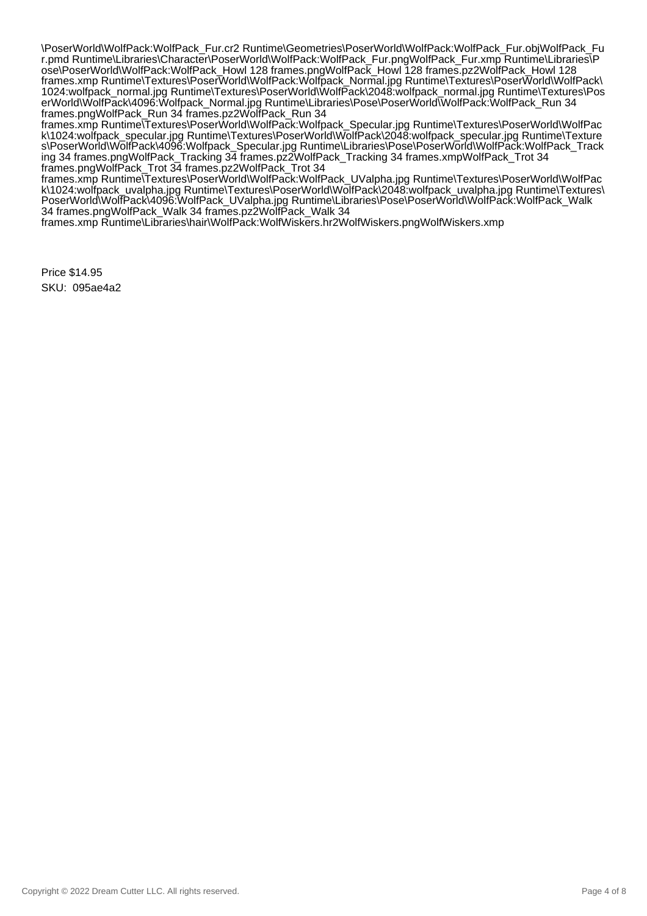\PoserWorld\WolfPack:WolfPack_Fur.cr2 Runtime\Geometries\PoserWorld\WolfPack:WolfPack_Fur.objWolfPack_Fur.pmd Runtime\Libraries\Character\PoserWorld\WolfPack:WolfPack_Fur.pngWolfPack_Fur.xmp Runtime\Libraries\Pose\PoserWorld\WolfPack:WolfPack_Howl 128 frames.pngWolfPack_Howl 128 frames.pz2WolfPack_Howl 128 frames.xmp Runtime\Textures\PoserWorld\WolfPack:Wolfpack_Normal.jpg Runtime\Textures\PoserWorld\WolfPack\1024:wolfpack_normal.jpg Runtime\Textures\PoserWorld\WolfPack\2048:wolfpack_normal.jpg Runtime\Textures\PoserWorld\WolfPack\4096:Wolfpack_Normal.jpg Runtime\Libraries\Pose\PoserWorld\WolfPack:WolfPack_Run 34 frames.pngWolfPack_Run 34 frames.pz2WolfPack_Run 34 frames.xmp Runtime\Textures\PoserWorld\WolfPack:Wolfpack_Specular.jpg Runtime\Textures\PoserWorld\WolfPack\1024:wolfpack_specular.jpg Runtime\Textures\PoserWorld\WolfPack\2048:wolfpack_specular.jpg Runtime\Textures\PoserWorld\WolfPack\4096:Wolfpack_Specular.jpg Runtime\Libraries\Pose\PoserWorld\WolfPack:WolfPack_Tracking 34 frames.pngWolfPack_Tracking 34 frames.pz2WolfPack_Tracking 34 frames.xmpWolfPack_Trot 34 frames.pngWolfPack_Trot 34 frames.pz2WolfPack_Trot 34 frames.xmp Runtime\Textures\PoserWorld\WolfPack:WolfPack_UValpha.jpg Runtime\Textures\PoserWorld\WolfPack\1024:wolfpack_uvalpha.jpg Runtime\Textures\PoserWorld\WolfPack\2048:wolfpack_uvalpha.jpg Runtime\Textures\PoserWorld\WolfPack\4096:WolfPack_UValpha.jpg Runtime\Libraries\Pose\PoserWorld\WolfPack:WolfPack_Walk 34 frames.pngWolfPack_Walk 34 frames.pz2WolfPack_Walk 34 frames.xmp Runtime\Libraries\hair\WolfPack:WolfWiskers.hr2WolfWiskers.pngWolfWiskers.xmp

Price $14.95

SKU: 095ae4a2

Copyright © 2022 Dream Cutter LLC. All rights reserved.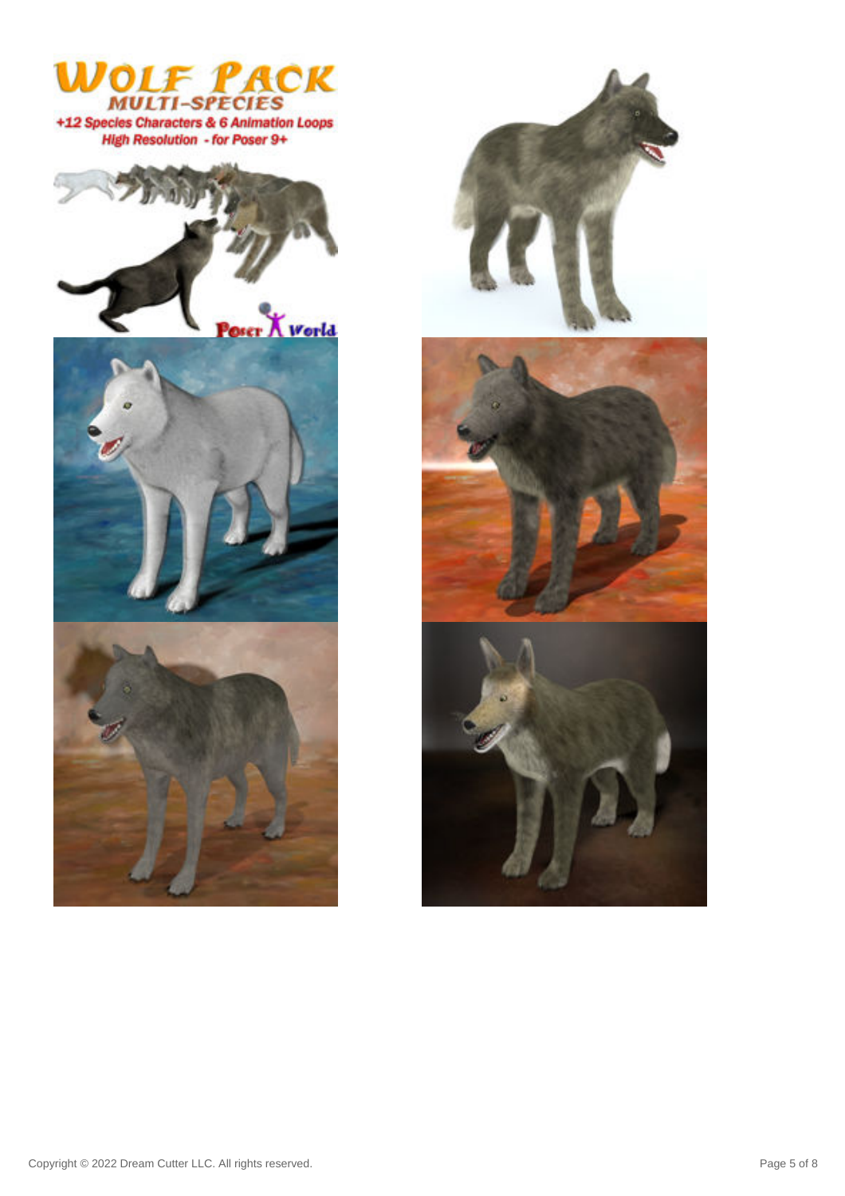WOLF PACK
MULTI-SPECIES
+12 Species Characters & 6 Animation Loops
High Resolution - for Poser 9+

Poser World